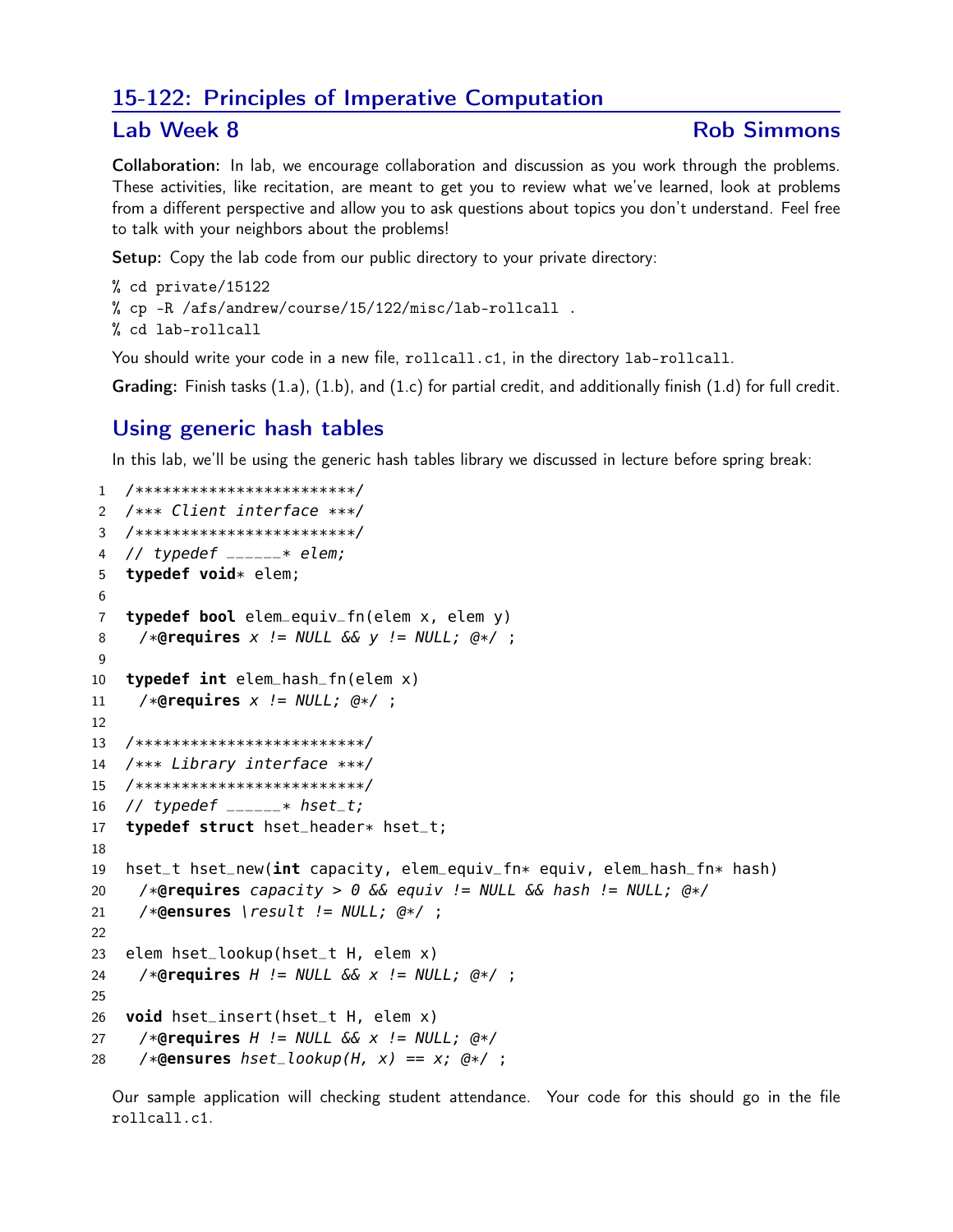## 15-122: Principles of Imperative Computation

### Lab Week 8 — Rob Simmons

**Collaboration:** In lab, we encourage collaboration and discussion as you work through the problems. These activities, like recitation, are meant to get you to review what we've learned, look at problems from a different perspective and allow you to ask questions about topics you don't understand. Feel free to talk with your neighbors about the problems!

**Setup:** Copy the lab code from our public directory to your private directory:

```
% cd private/15122
% cp -R /afs/andrew/course/15/122/misc/lab-rollcall .
% cd lab-rollcall
```

You should write your code in a new file, `rollcall.c1`, in the directory `lab-rollcall`.

**Grading:** Finish tasks (1.a), (1.b), and (1.c) for partial credit, and additionally finish (1.d) for full credit.

## Using generic hash tables

In this lab, we'll be using the generic hash tables library we discussed in lecture before spring break:

```
1  /************************/
2  /*** Client interface ***/
3  /************************/
4  // typedef ______* elem;
5  typedef void* elem;
6
7  typedef bool elem_equiv_fn(elem x, elem y)
8   /*@requires x != NULL && y != NULL; @*/ ;
9
10 typedef int elem_hash_fn(elem x)
11  /*@requires x != NULL; @*/ ;
12
13 /*************************/
14 /*** Library interface ***/
15 /*************************/
16 // typedef ______* hset_t;
17 typedef struct hset_header* hset_t;
18
19 hset_t hset_new(int capacity, elem_equiv_fn* equiv, elem_hash_fn* hash)
20  /*@requires capacity > 0 && equiv != NULL && hash != NULL; @*/
21  /*@ensures \result != NULL; @*/ ;
22
23 elem hset_lookup(hset_t H, elem x)
24  /*@requires H != NULL && x != NULL; @*/ ;
25
26 void hset_insert(hset_t H, elem x)
27  /*@requires H != NULL && x != NULL; @*/
28  /*@ensures hset_lookup(H, x) == x; @*/ ;
```

Our sample application will checking student attendance. Your code for this should go in the file `rollcall.c1`.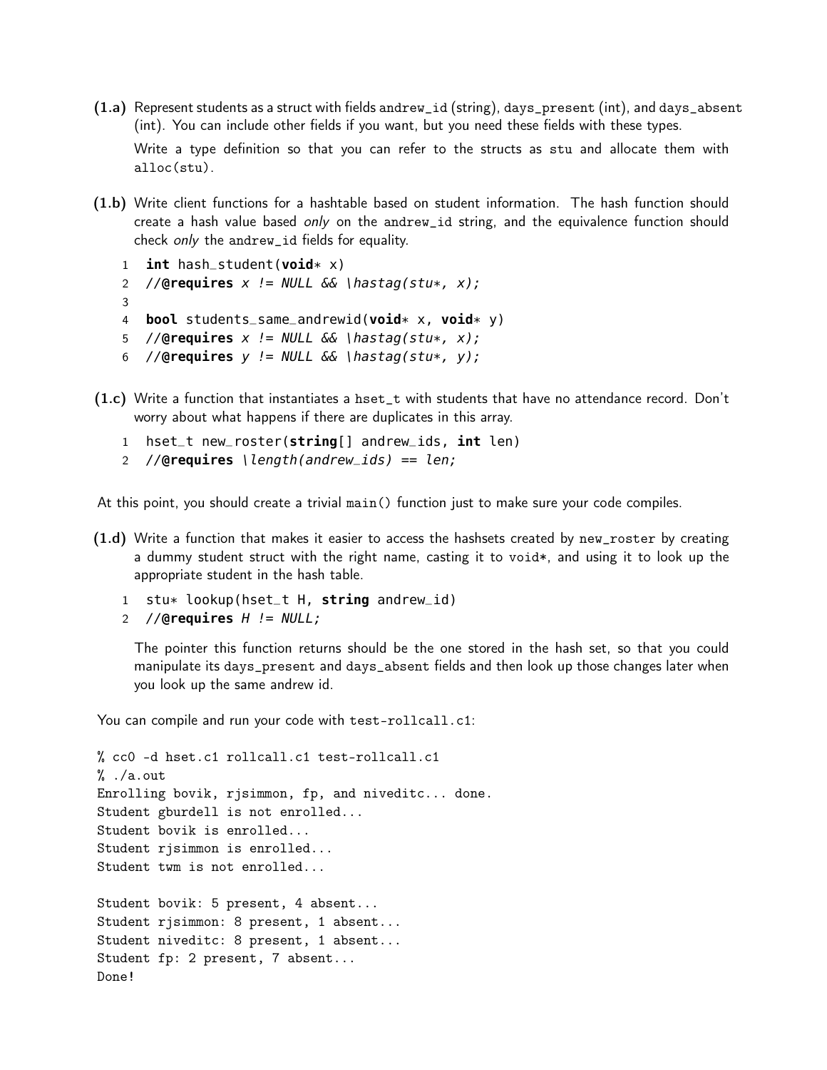**(1.a)** Represent students as a struct with fields `andrew_id` (string), `days_present` (int), and `days_absent` (int). You can include other fields if you want, but you need these fields with these types.

Write a type definition so that you can refer to the structs as `stu` and allocate them with `alloc(stu)`.

**(1.b)** Write client functions for a hashtable based on student information. The hash function should create a hash value based *only* on the `andrew_id` string, and the equivalence function should check *only* the `andrew_id` fields for equality.

```
1  int hash_student(void* x)
2  //@requires x != NULL && \hastag(stu*, x);
3
4  bool students_same_andrewid(void* x, void* y)
5  //@requires x != NULL && \hastag(stu*, x);
6  //@requires y != NULL && \hastag(stu*, y);
```

**(1.c)** Write a function that instantiates a `hset_t` with students that have no attendance record. Don't worry about what happens if there are duplicates in this array.

```
1  hset_t new_roster(string[] andrew_ids, int len)
2  //@requires \length(andrew_ids) == len;
```

At this point, you should create a trivial `main()` function just to make sure your code compiles.

**(1.d)** Write a function that makes it easier to access the hashsets created by `new_roster` by creating a dummy student struct with the right name, casting it to `void*`, and using it to look up the appropriate student in the hash table.

```
1  stu* lookup(hset_t H, string andrew_id)
2  //@requires H != NULL;
```

The pointer this function returns should be the one stored in the hash set, so that you could manipulate its `days_present` and `days_absent` fields and then look up those changes later when you look up the same andrew id.

You can compile and run your code with `test-rollcall.c1`:

```
% cc0 -d hset.c1 rollcall.c1 test-rollcall.c1
% ./a.out
Enrolling bovik, rjsimmon, fp, and niveditc... done.
Student gburdell is not enrolled...
Student bovik is enrolled...
Student rjsimmon is enrolled...
Student twm is not enrolled...

Student bovik: 5 present, 4 absent...
Student rjsimmon: 8 present, 1 absent...
Student niveditc: 8 present, 1 absent...
Student fp: 2 present, 7 absent...
Done!
```